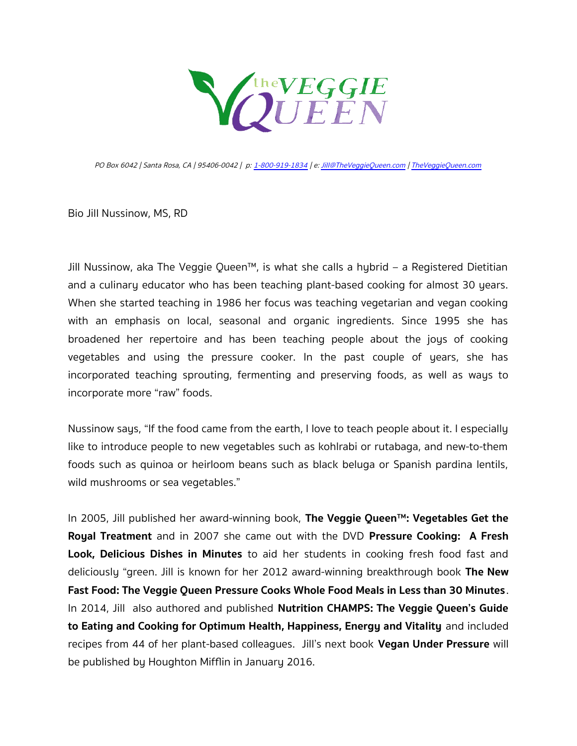PO Box 6042 | Santa Rosa, CA | 95406-0042 | p: 1-800-919-1834 | e: Jill@TheVeggieQueen.com | TheVeggieQueen.com

Bio Jill Nussinow, MS, RD

Jill Nussinow, aka The Veggie Queen™, is what she calls a hybrid – a Registered Dietitian and a culinary educator who has been teaching plant-based cooking for almost 30 years. When she started teaching in 1986 her focus was teaching vegetarian and vegan cooking with an emphasis on local, seasonal and organic ingredients. Since 1995 she has broadened her repertoire and has been teaching people about the joys of cooking vegetables and using the pressure cooker. In the past couple of years, she has incorporated teaching sprouting, fermenting and preserving foods, as well as ways to incorporate more "raw" foods.

Nussinow says, "If the food came from the earth, I love to teach people about it. I especially like to introduce people to new vegetables such as kohlrabi or rutabaga, and new-to-them foods such as quinoa or heirloom beans such as black beluga or Spanish pardina lentils, wild mushrooms or sea vegetables."

In 2005, Jill published her award-winning book, **The Veggie Queen™: Vegetables Get the Royal Treatment** and in 2007 she came out with the DVD **Pressure Cooking: A Fresh Look, Delicious Dishes in Minutes** to aid her students in cooking fresh food fast and deliciously "green. Jill is known for her 2012 award-winning breakthrough book **The New Fast Food: The Veggie Queen Pressure Cooks Whole Food Meals in Less than 30 Minutes**. In 2014, Jill also authored and published **Nutrition CHAMPS: The Veggie Queen's Guide to Eating and Cooking for Optimum Health, Happiness, Energy and Vitality** and included recipes from 44 of her plant-based colleagues. Jill's next book **Vegan Under Pressure** will be published by Houghton Mifflin in January 2016.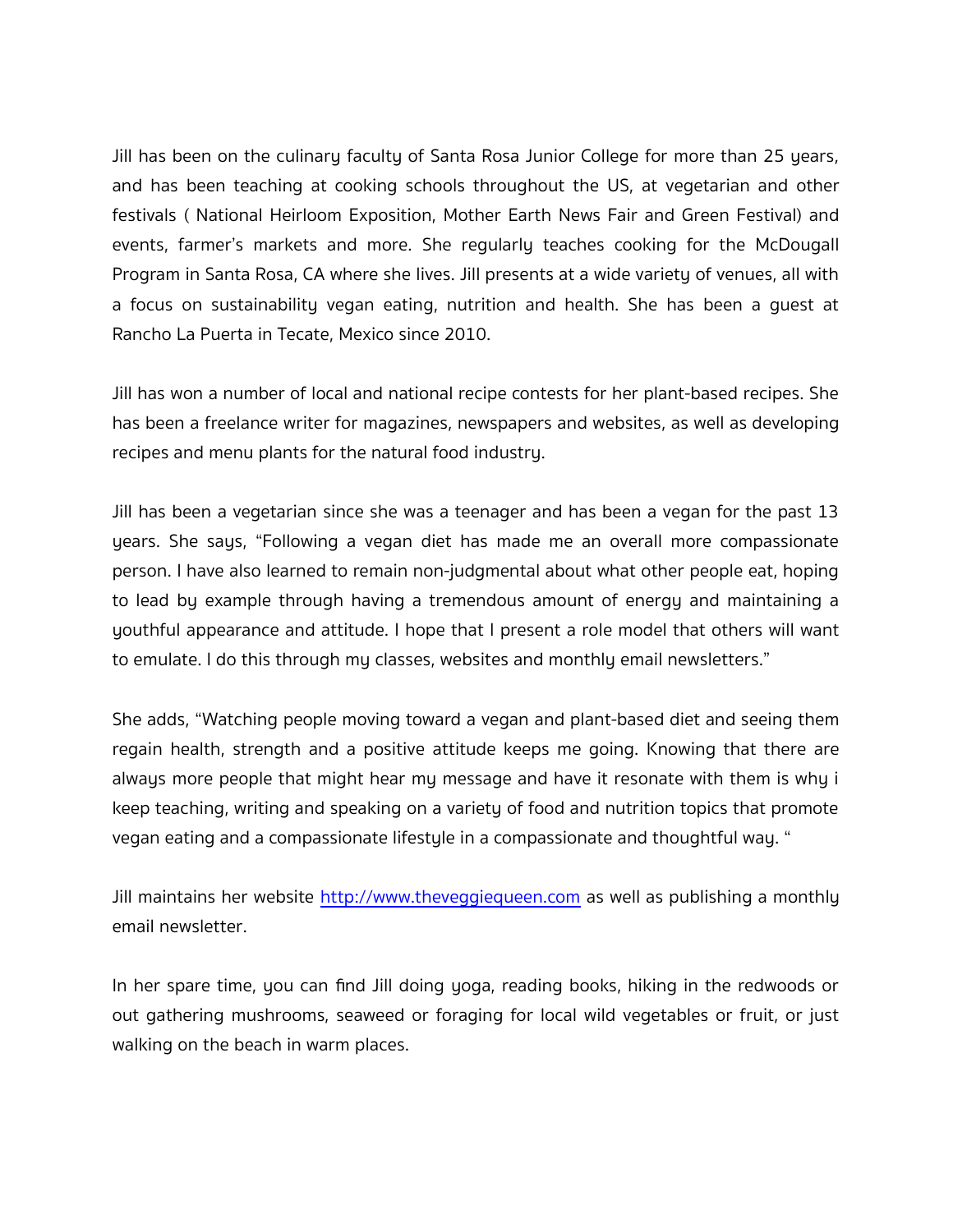Jill has been on the culinary faculty of Santa Rosa Junior College for more than 25 years, and has been teaching at cooking schools throughout the US, at vegetarian and other festivals ( National Heirloom Exposition, Mother Earth News Fair and Green Festival) and events, farmer's markets and more. She regularly teaches cooking for the McDougall Program in Santa Rosa, CA where she lives. Jill presents at a wide variety of venues, all with a focus on sustainability vegan eating, nutrition and health. She has been a guest at Rancho La Puerta in Tecate, Mexico since 2010.

Jill has won a number of local and national recipe contests for her plant-based recipes. She has been a freelance writer for magazines, newspapers and websites, as well as developing recipes and menu plants for the natural food industry.

Jill has been a vegetarian since she was a teenager and has been a vegan for the past 13 years. She says, "Following a vegan diet has made me an overall more compassionate person. I have also learned to remain non-judgmental about what other people eat, hoping to lead by example through having a tremendous amount of energy and maintaining a youthful appearance and attitude. I hope that I present a role model that others will want to emulate. I do this through my classes, websites and monthly email newsletters."

She adds, "Watching people moving toward a vegan and plant-based diet and seeing them regain health, strength and a positive attitude keeps me going. Knowing that there are always more people that might hear my message and have it resonate with them is why i keep teaching, writing and speaking on a variety of food and nutrition topics that promote vegan eating and a compassionate lifestyle in a compassionate and thoughtful way. "

Jill maintains her website [http://www.theveggiequeen.com](http://www.theveggiequeen.com) as well as publishing a monthly email newsletter.

In her spare time, you can find Jill doing yoga, reading books, hiking in the redwoods or out gathering mushrooms, seaweed or foraging for local wild vegetables or fruit, or just walking on the beach in warm places.